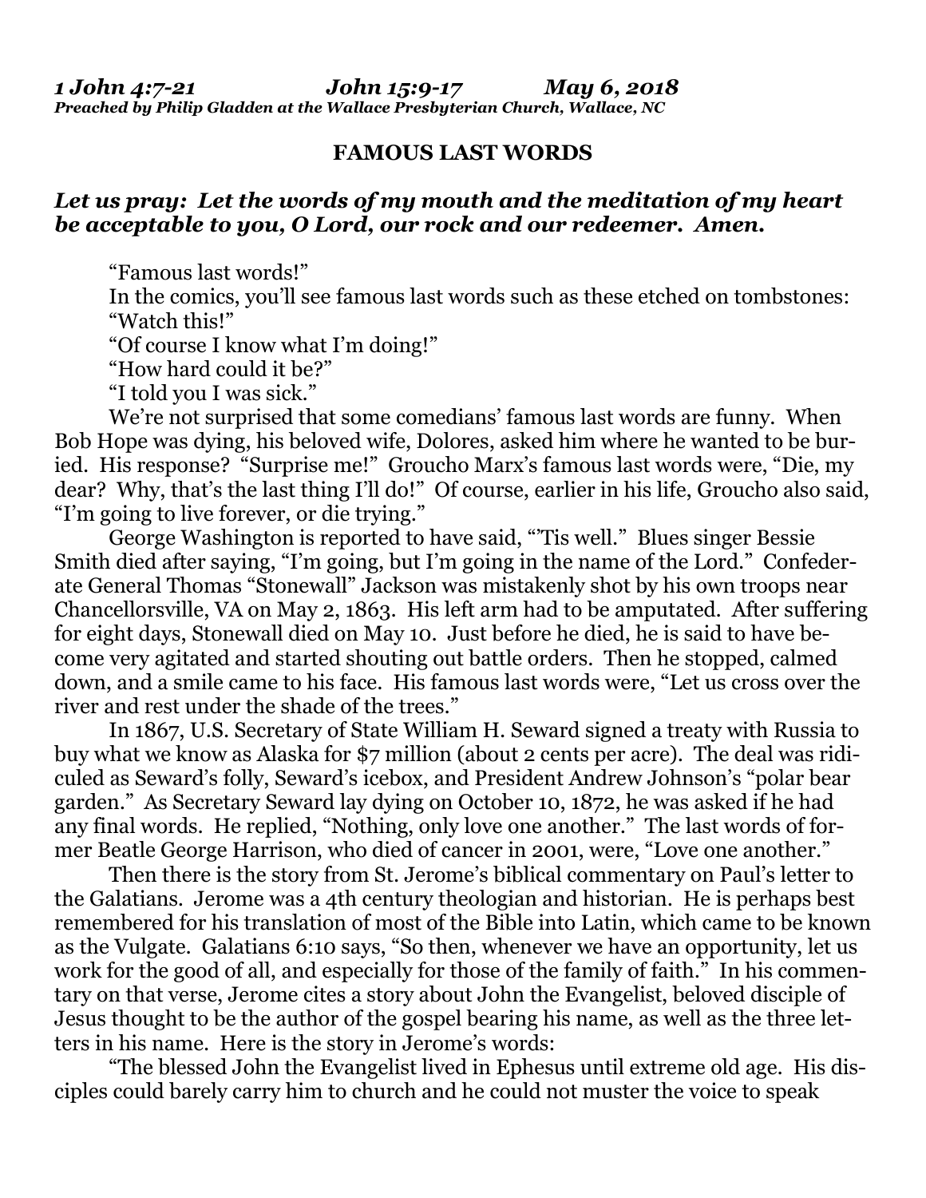***1 John 4:7-21 John 15:9-17 May 6, 2018***
***Preached by Philip Gladden at the Wallace Presbyterian Church, Wallace, NC***

**FAMOUS LAST WORDS**

***Let us pray: Let the words of my mouth and the meditation of my heart be acceptable to you, O Lord, our rock and our redeemer. Amen.***

"Famous last words!"

In the comics, you'll see famous last words such as these etched on tombstones:

"Watch this!"

"Of course I know what I'm doing!"

"How hard could it be?"

"I told you I was sick."

We're not surprised that some comedians' famous last words are funny. When Bob Hope was dying, his beloved wife, Dolores, asked him where he wanted to be buried. His response? "Surprise me!" Groucho Marx's famous last words were, "Die, my dear? Why, that's the last thing I'll do!" Of course, earlier in his life, Groucho also said, "I'm going to live forever, or die trying."

George Washington is reported to have said, "'Tis well." Blues singer Bessie Smith died after saying, "I'm going, but I'm going in the name of the Lord." Confederate General Thomas "Stonewall" Jackson was mistakenly shot by his own troops near Chancellorsville, VA on May 2, 1863. His left arm had to be amputated. After suffering for eight days, Stonewall died on May 10. Just before he died, he is said to have become very agitated and started shouting out battle orders. Then he stopped, calmed down, and a smile came to his face. His famous last words were, "Let us cross over the river and rest under the shade of the trees."

In 1867, U.S. Secretary of State William H. Seward signed a treaty with Russia to buy what we know as Alaska for $7 million (about 2 cents per acre). The deal was ridiculed as Seward's folly, Seward's icebox, and President Andrew Johnson's "polar bear garden." As Secretary Seward lay dying on October 10, 1872, he was asked if he had any final words. He replied, "Nothing, only love one another." The last words of former Beatle George Harrison, who died of cancer in 2001, were, "Love one another."

Then there is the story from St. Jerome's biblical commentary on Paul's letter to the Galatians. Jerome was a 4th century theologian and historian. He is perhaps best remembered for his translation of most of the Bible into Latin, which came to be known as the Vulgate. Galatians 6:10 says, "So then, whenever we have an opportunity, let us work for the good of all, and especially for those of the family of faith." In his commentary on that verse, Jerome cites a story about John the Evangelist, beloved disciple of Jesus thought to be the author of the gospel bearing his name, as well as the three letters in his name. Here is the story in Jerome's words:

"The blessed John the Evangelist lived in Ephesus until extreme old age. His disciples could barely carry him to church and he could not muster the voice to speak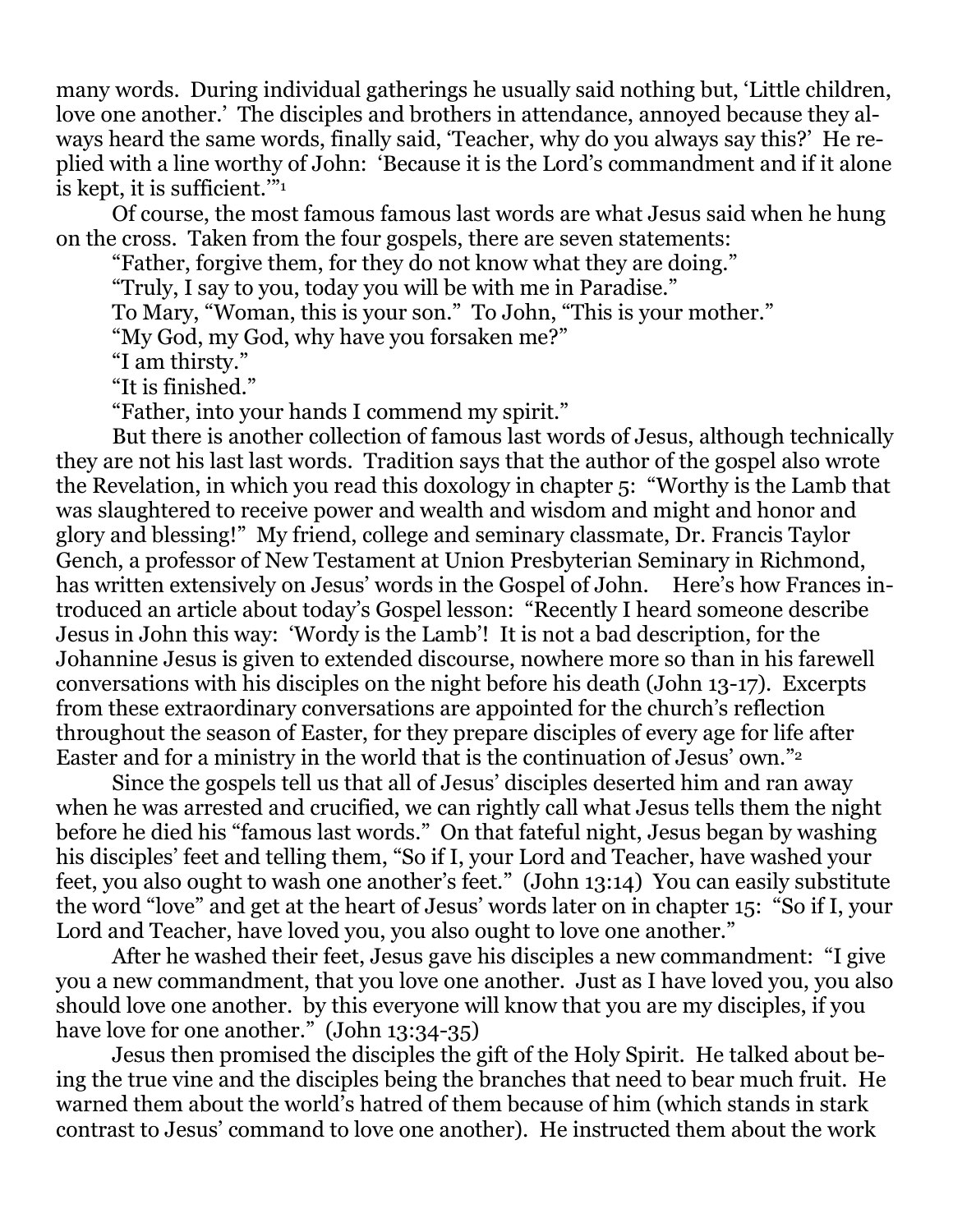many words. During individual gatherings he usually said nothing but, 'Little children, love one another.' The disciples and brothers in attendance, annoyed because they always heard the same words, finally said, 'Teacher, why do you always say this?' He replied with a line worthy of John: 'Because it is the Lord's commandment and if it alone is kept, it is sufficient.'"[1]

Of course, the most famous famous last words are what Jesus said when he hung on the cross. Taken from the four gospels, there are seven statements:

"Father, forgive them, for they do not know what they are doing."

"Truly, I say to you, today you will be with me in Paradise."

To Mary, "Woman, this is your son." To John, "This is your mother."

"My God, my God, why have you forsaken me?"

"I am thirsty."

"It is finished."

"Father, into your hands I commend my spirit."

But there is another collection of famous last words of Jesus, although technically they are not his last last words. Tradition says that the author of the gospel also wrote the Revelation, in which you read this doxology in chapter 5: "Worthy is the Lamb that was slaughtered to receive power and wealth and wisdom and might and honor and glory and blessing!" My friend, college and seminary classmate, Dr. Francis Taylor Gench, a professor of New Testament at Union Presbyterian Seminary in Richmond, has written extensively on Jesus' words in the Gospel of John. Here's how Frances introduced an article about today's Gospel lesson: "Recently I heard someone describe Jesus in John this way: 'Wordy is the Lamb'! It is not a bad description, for the Johannine Jesus is given to extended discourse, nowhere more so than in his farewell conversations with his disciples on the night before his death (John 13-17). Excerpts from these extraordinary conversations are appointed for the church's reflection throughout the season of Easter, for they prepare disciples of every age for life after Easter and for a ministry in the world that is the continuation of Jesus' own."[2]

Since the gospels tell us that all of Jesus' disciples deserted him and ran away when he was arrested and crucified, we can rightly call what Jesus tells them the night before he died his "famous last words." On that fateful night, Jesus began by washing his disciples' feet and telling them, "So if I, your Lord and Teacher, have washed your feet, you also ought to wash one another's feet." (John 13:14) You can easily substitute the word "love" and get at the heart of Jesus' words later on in chapter 15: "So if I, your Lord and Teacher, have loved you, you also ought to love one another."

After he washed their feet, Jesus gave his disciples a new commandment: "I give you a new commandment, that you love one another. Just as I have loved you, you also should love one another. by this everyone will know that you are my disciples, if you have love for one another." (John 13:34-35)

Jesus then promised the disciples the gift of the Holy Spirit. He talked about being the true vine and the disciples being the branches that need to bear much fruit. He warned them about the world's hatred of them because of him (which stands in stark contrast to Jesus' command to love one another). He instructed them about the work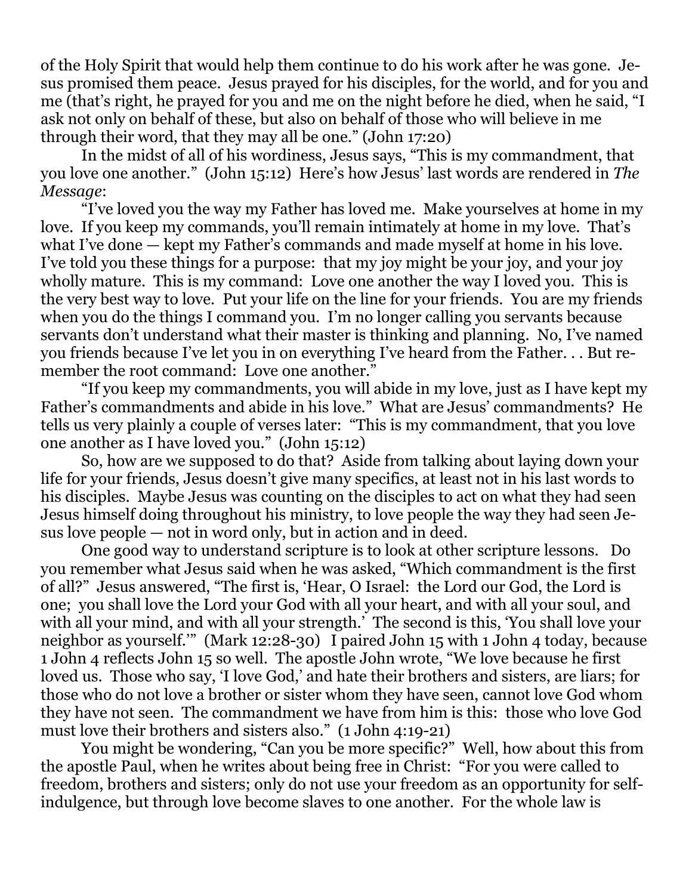of the Holy Spirit that would help them continue to do his work after he was gone. Jesus promised them peace. Jesus prayed for his disciples, for the world, and for you and me (that's right, he prayed for you and me on the night before he died, when he said, "I ask not only on behalf of these, but also on behalf of those who will believe in me through their word, that they may all be one." (John 17:20)

In the midst of all of his wordiness, Jesus says, "This is my commandment, that you love one another." (John 15:12) Here's how Jesus' last words are rendered in *The Message*:

"I've loved you the way my Father has loved me. Make yourselves at home in my love. If you keep my commands, you'll remain intimately at home in my love. That's what I've done — kept my Father's commands and made myself at home in his love. I've told you these things for a purpose: that my joy might be your joy, and your joy wholly mature. This is my command: Love one another the way I loved you. This is the very best way to love. Put your life on the line for your friends. You are my friends when you do the things I command you. I'm no longer calling you servants because servants don't understand what their master is thinking and planning. No, I've named you friends because I've let you in on everything I've heard from the Father. . . But remember the root command: Love one another."

"If you keep my commandments, you will abide in my love, just as I have kept my Father's commandments and abide in his love." What are Jesus' commandments? He tells us very plainly a couple of verses later: "This is my commandment, that you love one another as I have loved you." (John 15:12)

So, how are we supposed to do that? Aside from talking about laying down your life for your friends, Jesus doesn't give many specifics, at least not in his last words to his disciples. Maybe Jesus was counting on the disciples to act on what they had seen Jesus himself doing throughout his ministry, to love people the way they had seen Jesus love people — not in word only, but in action and in deed.

One good way to understand scripture is to look at other scripture lessons. Do you remember what Jesus said when he was asked, "Which commandment is the first of all?" Jesus answered, "The first is, 'Hear, O Israel: the Lord our God, the Lord is one; you shall love the Lord your God with all your heart, and with all your soul, and with all your mind, and with all your strength.' The second is this, 'You shall love your neighbor as yourself.'" (Mark 12:28-30) I paired John 15 with 1 John 4 today, because 1 John 4 reflects John 15 so well. The apostle John wrote, "We love because he first loved us. Those who say, 'I love God,' and hate their brothers and sisters, are liars; for those who do not love a brother or sister whom they have seen, cannot love God whom they have not seen. The commandment we have from him is this: those who love God must love their brothers and sisters also." (1 John 4:19-21)

You might be wondering, "Can you be more specific?" Well, how about this from the apostle Paul, when he writes about being free in Christ: "For you were called to freedom, brothers and sisters; only do not use your freedom as an opportunity for self-indulgence, but through love become slaves to one another. For the whole law is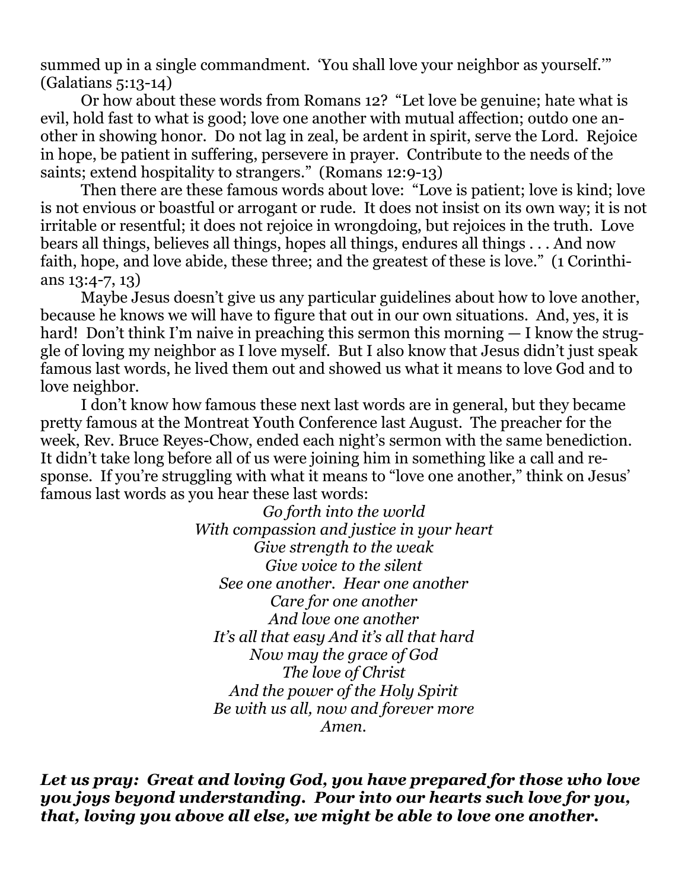summed up in a single commandment. 'You shall love your neighbor as yourself.'" (Galatians 5:13-14)

Or how about these words from Romans 12? "Let love be genuine; hate what is evil, hold fast to what is good; love one another with mutual affection; outdo one another in showing honor. Do not lag in zeal, be ardent in spirit, serve the Lord. Rejoice in hope, be patient in suffering, persevere in prayer. Contribute to the needs of the saints; extend hospitality to strangers." (Romans 12:9-13)

Then there are these famous words about love: "Love is patient; love is kind; love is not envious or boastful or arrogant or rude. It does not insist on its own way; it is not irritable or resentful; it does not rejoice in wrongdoing, but rejoices in the truth. Love bears all things, believes all things, hopes all things, endures all things . . . And now faith, hope, and love abide, these three; and the greatest of these is love." (1 Corinthians 13:4-7, 13)

Maybe Jesus doesn't give us any particular guidelines about how to love another, because he knows we will have to figure that out in our own situations. And, yes, it is hard! Don't think I'm naive in preaching this sermon this morning — I know the struggle of loving my neighbor as I love myself. But I also know that Jesus didn't just speak famous last words, he lived them out and showed us what it means to love God and to love neighbor.

I don't know how famous these next last words are in general, but they became pretty famous at the Montreat Youth Conference last August. The preacher for the week, Rev. Bruce Reyes-Chow, ended each night's sermon with the same benediction. It didn't take long before all of us were joining him in something like a call and response. If you're struggling with what it means to "love one another," think on Jesus' famous last words as you hear these last words:

*Go forth into the world*
*With compassion and justice in your heart*
*Give strength to the weak*
*Give voice to the silent*
*See one another. Hear one another*
*Care for one another*
*And love one another*
*It's all that easy And it's all that hard*
*Now may the grace of God*
*The love of Christ*
*And the power of the Holy Spirit*
*Be with us all, now and forever more*
*Amen.*

***Let us pray: Great and loving God, you have prepared for those who love you joys beyond understanding. Pour into our hearts such love for you, that, loving you above all else, we might be able to love one another.***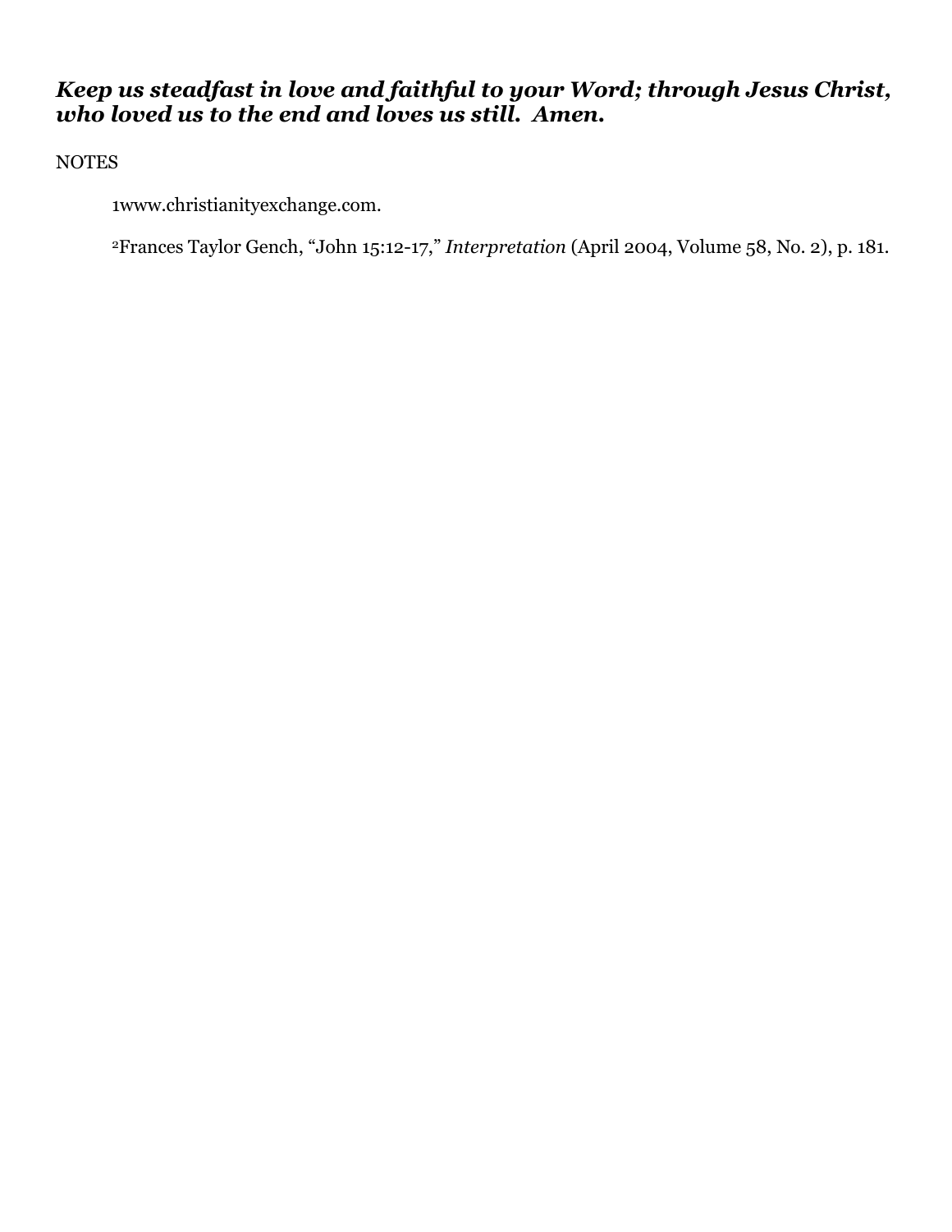***Keep us steadfast in love and faithful to your Word; through Jesus Christ, who loved us to the end and loves us still. Amen.***

NOTES

[1]www.christianityexchange.com.

[2]Frances Taylor Gench, "John 15:12-17," *Interpretation* (April 2004, Volume 58, No. 2), p. 181.